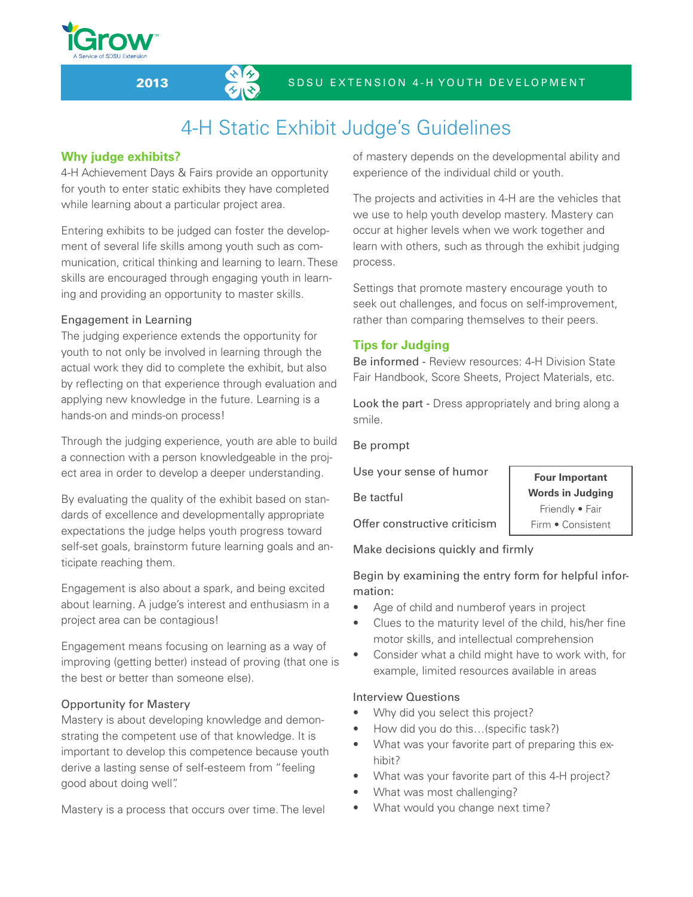2013 SDSU EXTENSION 4-H YOUTH DEVELOPMENT

# 4-H Static Exhibit Judge's Guidelines

## Why judge exhibits?

4-H Achievement Days & Fairs provide an opportunity for youth to enter static exhibits they have completed while learning about a particular project area.

Entering exhibits to be judged can foster the development of several life skills among youth such as communication, critical thinking and learning to learn. These skills are encouraged through engaging youth in learning and providing an opportunity to master skills.

### Engagement in Learning

The judging experience extends the opportunity for youth to not only be involved in learning through the actual work they did to complete the exhibit, but also by reflecting on that experience through evaluation and applying new knowledge in the future. Learning is a hands-on and minds-on process!

Through the judging experience, youth are able to build a connection with a person knowledgeable in the project area in order to develop a deeper understanding.

By evaluating the quality of the exhibit based on standards of excellence and developmentally appropriate expectations the judge helps youth progress toward self-set goals, brainstorm future learning goals and anticipate reaching them.

Engagement is also about a spark, and being excited about learning. A judge's interest and enthusiasm in a project area can be contagious!

Engagement means focusing on learning as a way of improving (getting better) instead of proving (that one is the best or better than someone else).

### Opportunity for Mastery

Mastery is about developing knowledge and demonstrating the competent use of that knowledge. It is important to develop this competence because youth derive a lasting sense of self-esteem from "feeling good about doing well".

Mastery is a process that occurs over time. The level of mastery depends on the developmental ability and experience of the individual child or youth.

The projects and activities in 4-H are the vehicles that we use to help youth develop mastery. Mastery can occur at higher levels when we work together and learn with others, such as through the exhibit judging process.

Settings that promote mastery encourage youth to seek out challenges, and focus on self-improvement, rather than comparing themselves to their peers.

## Tips for Judging

Be informed - Review resources: 4-H Division State Fair Handbook, Score Sheets, Project Materials, etc.

Look the part - Dress appropriately and bring along a smile.

Be prompt

Use your sense of humor

Be tactful

Offer constructive criticism

**Four Important Words in Judging**
Friendly • Fair
Firm • Consistent

Make decisions quickly and firmly

Begin by examining the entry form for helpful information:

- Age of child and numberof years in project
- Clues to the maturity level of the child, his/her fine motor skills, and intellectual comprehension
- Consider what a child might have to work with, for example, limited resources available in areas

### Interview Questions

- Why did you select this project?
- How did you do this…(specific task?)
- What was your favorite part of preparing this exhibit?
- What was your favorite part of this 4-H project?
- What was most challenging?
- What would you change next time?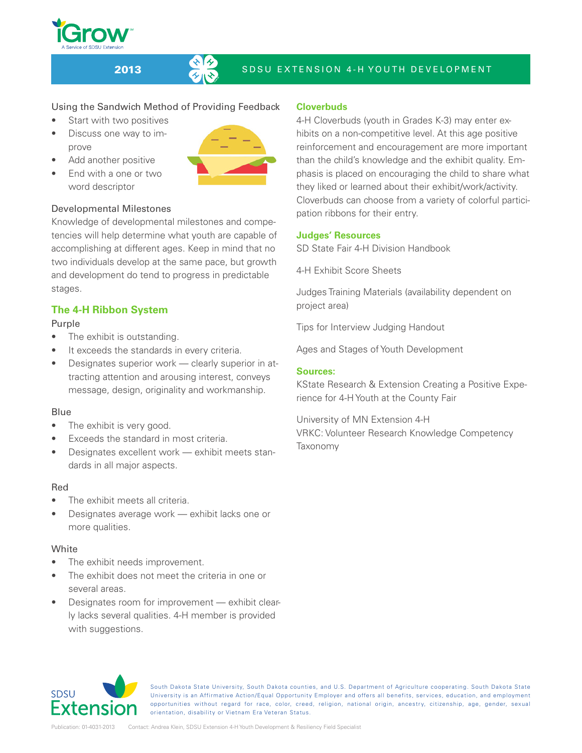Using the Sandwich Method of Providing Feedback

- Start with two positives
- Discuss one way to improve
- Add another positive
- End with a one or two word descriptor

Developmental Milestones

Knowledge of developmental milestones and competencies will help determine what youth are capable of accomplishing at different ages. Keep in mind that no two individuals develop at the same pace, but growth and development do tend to progress in predictable stages.

## The 4-H Ribbon System

Purple

- The exhibit is outstanding.
- It exceeds the standards in every criteria.
- Designates superior work — clearly superior in attracting attention and arousing interest, conveys message, design, originality and workmanship.

Blue

- The exhibit is very good.
- Exceeds the standard in most criteria.
- Designates excellent work — exhibit meets standards in all major aspects.

Red

- The exhibit meets all criteria.
- Designates average work — exhibit lacks one or more qualities.

White

- The exhibit needs improvement.
- The exhibit does not meet the criteria in one or several areas.
- Designates room for improvement — exhibit clearly lacks several qualities. 4-H member is provided with suggestions.

## Cloverbuds

4-H Cloverbuds (youth in Grades K-3) may enter exhibits on a non-competitive level. At this age positive reinforcement and encouragement are more important than the child's knowledge and the exhibit quality. Emphasis is placed on encouraging the child to share what they liked or learned about their exhibit/work/activity. Cloverbuds can choose from a variety of colorful participation ribbons for their entry.

## Judges' Resources

SD State Fair 4-H Division Handbook

4-H Exhibit Score Sheets

Judges Training Materials (availability dependent on project area)

Tips for Interview Judging Handout

Ages and Stages of Youth Development

## Sources:

KState Research & Extension Creating a Positive Experience for 4-H Youth at the County Fair

University of MN Extension 4-H
VRKC: Volunteer Research Knowledge Competency Taxonomy

South Dakota State University, South Dakota counties, and U.S. Department of Agriculture cooperating. South Dakota State University is an Affirmative Action/Equal Opportunity Employer and offers all benefits, services, education, and employment opportunities without regard for race, color, creed, religion, national origin, ancestry, citizenship, age, gender, sexual orientation, disability or Vietnam Era Veteran Status.

Publication: 01-4031-2013 Contact: Andrea Klein, SDSU Extension 4-H Youth Development & Resiliency Field Specialist